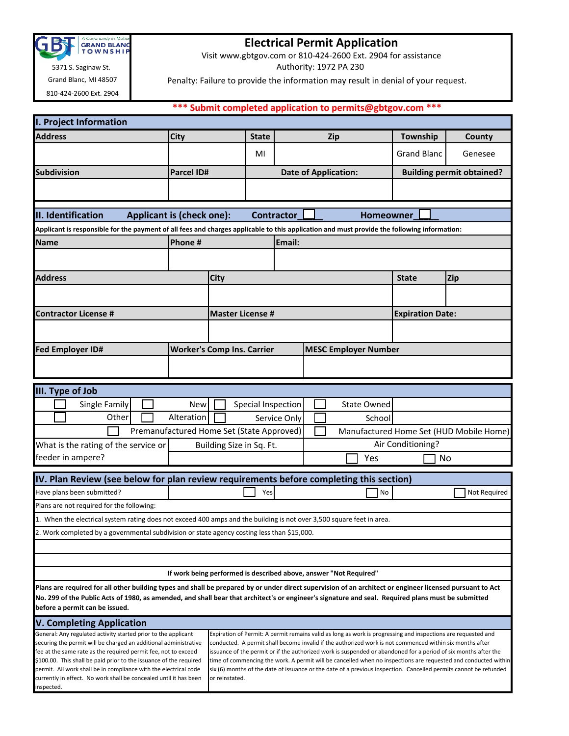GRAND BLANC TOWNSHIP
A Community in Motion

5371 S. Saginaw St.

Grand Blanc, MI 48507

810-424-2600 Ext. 2904

# Electrical Permit Application

Visit www.gbtgov.com or 810-424-2600 Ext. 2904 for assistance

Authority: 1972 PA 230

Penalty: Failure to provide the information may result in denial of your request.

**\*\*\* Submit completed application to permits@gbtgov.com \*\*\***

## I. Project Information

| Address | City | State | Zip | Township | County |
|---|---|---|---|---|---|
| | | MI | | Grand Blanc | Genesee |

| Subdivision | Parcel ID# | Date of Application: | Building permit obtained? |
|---|---|---|---|
| | | | |

## II. Identification

**Applicant is (check one):** Contractor ☐ Homeowner ☐

**Applicant is responsible for the payment of all fees and charges applicable to this application and must provide the following information:**

| Name | Phone # | Email: |
|---|---|---|
| | | |

| Address | City | State | Zip |
|---|---|---|---|
| | | | |

| Contractor License # | Master License # | Expiration Date: |
|---|---|---|
| | | |

| Fed Employer ID# | Worker's Comp Ins. Carrier | MESC Employer Number |
|---|---|---|
| | | |

## III. Type of Job

| | | | |
|---|---|---|---|
| ☐ Single Family | ☐ New | ☐ Special Inspection | ☐ State Owned |
| ☐ Other | ☐ Alteration | ☐ Service Only | ☐ School |
| ☐ Premanufactured Home Set (State Approved) | | ☐ Manufactured Home Set (HUD Mobile Home) | |

| What is the rating of the service or feeder in ampere? | Building Size in Sq. Ft. | Air Conditioning? |
|---|---|---|
| | | ☐ Yes ☐ No |

## IV. Plan Review (see below for plan review requirements before completing this section)

Have plans been submitted? ☐ Yes ☐ No ☐ Not Required

Plans are not required for the following:

1. When the electrical system rating does not exceed 400 amps and the building is not over 3,500 square feet in area.
2. Work completed by a governmental subdivision or state agency costing less than $15,000.

**If work being performed is described above, answer "Not Required"**

**Plans are required for all other building types and shall be prepared by or under direct supervision of an architect or engineer licensed pursuant to Act No. 299 of the Public Acts of 1980, as amended, and shall bear that architect's or engineer's signature and seal. Required plans must be submitted before a permit can be issued.**

## V. Completing Application

General: Any regulated activity started prior to the applicant securing the permit will be charged an additional administrative fee at the same rate as the required permit fee, not to exceed $100.00. This shall be paid prior to the issuance of the required permit. All work shall be in compliance with the electrical code currently in effect. No work shall be concealed until it has been inspected.

Expiration of Permit: A permit remains valid as long as work is progressing and inspections are requested and conducted. A permit shall become invalid if the authorized work is not commenced within six months after issuance of the permit or if the authorized work is suspended or abandoned for a period of six months after the time of commencing the work. A permit will be cancelled when no inspections are requested and conducted within six (6) months of the date of issuance or the date of a previous inspection. Cancelled permits cannot be refunded or reinstated.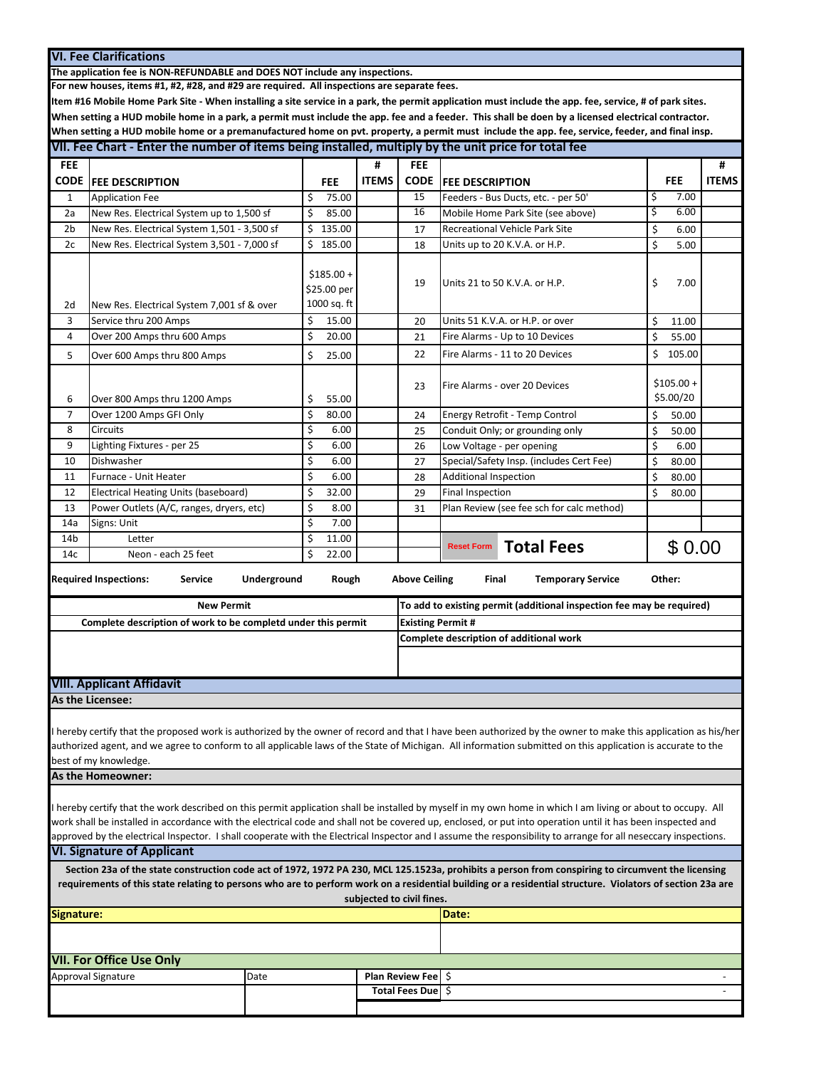## VI. Fee Clarifications

**The application fee is NON-REFUNDABLE and DOES NOT include any inspections.**

**For new houses, items #1, #2, #28, and #29 are required. All inspections are separate fees.**

**Item #16 Mobile Home Park Site - When installing a site service in a park, the permit application must include the app. fee, service, # of park sites.**

**When setting a HUD mobile home in a park, a permit must include the app. fee and a feeder. This shall be doen by a licensed electrical contractor.**

**When setting a HUD mobile home or a premanufactured home on pvt. property, a permit must include the app. fee, service, feeder, and final insp.**

## VII. Fee Chart - Enter the number of items being installed, multiply by the unit price for total fee

| FEE CODE | FEE DESCRIPTION | FEE | # ITEMS | FEE CODE | FEE DESCRIPTION | FEE | # ITEMS |
|---|---|---|---|---|---|---|---|
| 1 | Application Fee | $ 75.00 | | 15 | Feeders - Bus Ducts, etc. - per 50' | $ 7.00 | |
| 2a | New Res. Electrical System up to 1,500 sf | $ 85.00 | | 16 | Mobile Home Park Site (see above) | $ 6.00 | |
| 2b | New Res. Electrical System 1,501 - 3,500 sf | $ 135.00 | | 17 | Recreational Vehicle Park Site | $ 6.00 | |
| 2c | New Res. Electrical System 3,501 - 7,000 sf | $ 185.00 | | 18 | Units up to 20 K.V.A. or H.P. | $ 5.00 | |
| 2d | New Res. Electrical System 7,001 sf & over | $185.00 + $25.00 per 1000 sq. ft | | 19 | Units 21 to 50 K.V.A. or H.P. | $ 7.00 | |
| 3 | Service thru 200 Amps | $ 15.00 | | 20 | Units 51 K.V.A. or H.P. or over | $ 11.00 | |
| 4 | Over 200 Amps thru 600 Amps | $ 20.00 | | 21 | Fire Alarms - Up to 10 Devices | $ 55.00 | |
| 5 | Over 600 Amps thru 800 Amps | $ 25.00 | | 22 | Fire Alarms - 11 to 20 Devices | $ 105.00 | |
| 6 | Over 800 Amps thru 1200 Amps | $ 55.00 | | 23 | Fire Alarms - over 20 Devices | $105.00 + $5.00/20 | |
| 7 | Over 1200 Amps GFI Only | $ 80.00 | | 24 | Energy Retrofit - Temp Control | $ 50.00 | |
| 8 | Circuits | $ 6.00 | | 25 | Conduit Only; or grounding only | $ 50.00 | |
| 9 | Lighting Fixtures - per 25 | $ 6.00 | | 26 | Low Voltage - per opening | $ 6.00 | |
| 10 | Dishwasher | $ 6.00 | | 27 | Special/Safety Insp. (includes Cert Fee) | $ 80.00 | |
| 11 | Furnace - Unit Heater | $ 6.00 | | 28 | Additional Inspection | $ 80.00 | |
| 12 | Electrical Heating Units (baseboard) | $ 32.00 | | 29 | Final Inspection | $ 80.00 | |
| 13 | Power Outlets (A/C, ranges, dryers, etc) | $ 8.00 | | 31 | Plan Review (see fee sch for calc method) | | |
| 14a | Signs: Unit | $ 7.00 | | | | | |
| 14b | Letter | $ 11.00 | | | Reset Form **Total Fees** | $ 0.00 | |
| 14c | Neon - each 25 feet | $ 22.00 | | | | | |

**Required Inspections:** **Service** **Underground** **Rough** **Above Ceiling** **Final** **Temporary Service** **Other:**

| **New Permit** | **To add to existing permit (additional inspection fee may be required)** |
|---|---|
| **Complete description of work to be completd under this permit** | **Existing Permit #** |
| | **Complete description of additional work** |

## VIII. Applicant Affidavit

**As the Licensee:**

I hereby certify that the proposed work is authorized by the owner of record and that I have been authorized by the owner to make this application as his/her authorized agent, and we agree to conform to all applicable laws of the State of Michigan. All information submitted on this application is accurate to the best of my knowledge.

**As the Homeowner:**

I hereby certify that the work described on this permit application shall be installed by myself in my own home in which I am living or about to occupy. All work shall be installed in accordance with the electrical code and shall not be covered up, enclosed, or put into operation until it has been inspected and approved by the electrical Inspector. I shall cooperate with the Electrical Inspector and I assume the responsibility to arrange for all neseccary inspections.

## VI. Signature of Applicant

**Section 23a of the state construction code act of 1972, 1972 PA 230, MCL 125.1523a, prohibits a person from conspiring to circumvent the licensing requirements of this state relating to persons who are to perform work on a residential building or a residential structure. Violators of section 23a are subjected to civil fines.**

| **Signature:** | **Date:** |
|---|---|
| | |

## VII. For Office Use Only

| Approval Signature | Date | | |
|---|---|---|---|
| | | **Plan Review Fee** | $ - |
| | | **Total Fees Due** | $ - |